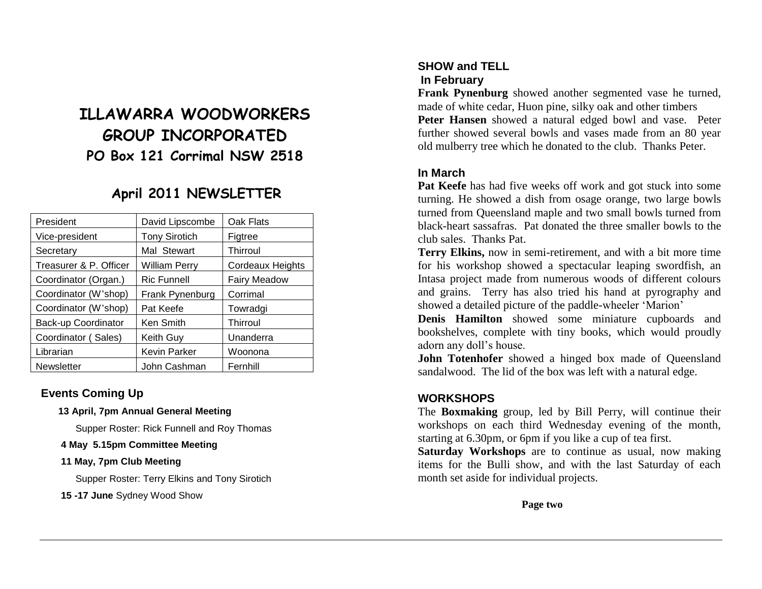# ILLAWARRA WOODWORKERS GROUP INCORPORATED

## PO Box 121 Corrimal NSW 2518

## April 2011 NEWSLETTER

| President | David Lipscombe | Oak Flats |
|---|---|---|
| Vice-president | Tony Sirotich | Figtree |
| Secretary | Mal Stewart | Thirroul |
| Treasurer & P. Officer | William Perry | Cordeaux Heights |
| Coordinator (Organ.) | Ric Funnell | Fairy Meadow |
| Coordinator (W'shop) | Frank Pynenburg | Corrimal |
| Coordinator (W'shop) | Pat Keefe | Towradgi |
| Back-up Coordinator | Ken Smith | Thirroul |
| Coordinator ( Sales) | Keith Guy | Unanderra |
| Librarian | Kevin Parker | Woonona |
| Newsletter | John Cashman | Fernhill |

### Events Coming Up

**13 April, 7pm Annual General Meeting**

Supper Roster: Rick Funnell and Roy Thomas

**4 May 5.15pm Committee Meeting**

**11 May, 7pm Club Meeting**

Supper Roster: Terry Elkins and Tony Sirotich

**15 -17 June** Sydney Wood Show

### SHOW and TELL

#### In February

**Frank Pynenburg** showed another segmented vase he turned, made of white cedar, Huon pine, silky oak and other timbers

**Peter Hansen** showed a natural edged bowl and vase. Peter further showed several bowls and vases made from an 80 year old mulberry tree which he donated to the club. Thanks Peter.

#### In March

**Pat Keefe** has had five weeks off work and got stuck into some turning. He showed a dish from osage orange, two large bowls turned from Queensland maple and two small bowls turned from black-heart sassafras. Pat donated the three smaller bowls to the club sales. Thanks Pat.

**Terry Elkins,** now in semi-retirement, and with a bit more time for his workshop showed a spectacular leaping swordfish, an Intasa project made from numerous woods of different colours and grains. Terry has also tried his hand at pyrography and showed a detailed picture of the paddle-wheeler 'Marion'

**Denis Hamilton** showed some miniature cupboards and bookshelves, complete with tiny books, which would proudly adorn any doll's house.

**John Totenhofer** showed a hinged box made of Queensland sandalwood. The lid of the box was left with a natural edge.

### WORKSHOPS

The **Boxmaking** group, led by Bill Perry, will continue their workshops on each third Wednesday evening of the month, starting at 6.30pm, or 6pm if you like a cup of tea first.

**Saturday Workshops** are to continue as usual, now making items for the Bulli show, and with the last Saturday of each month set aside for individual projects.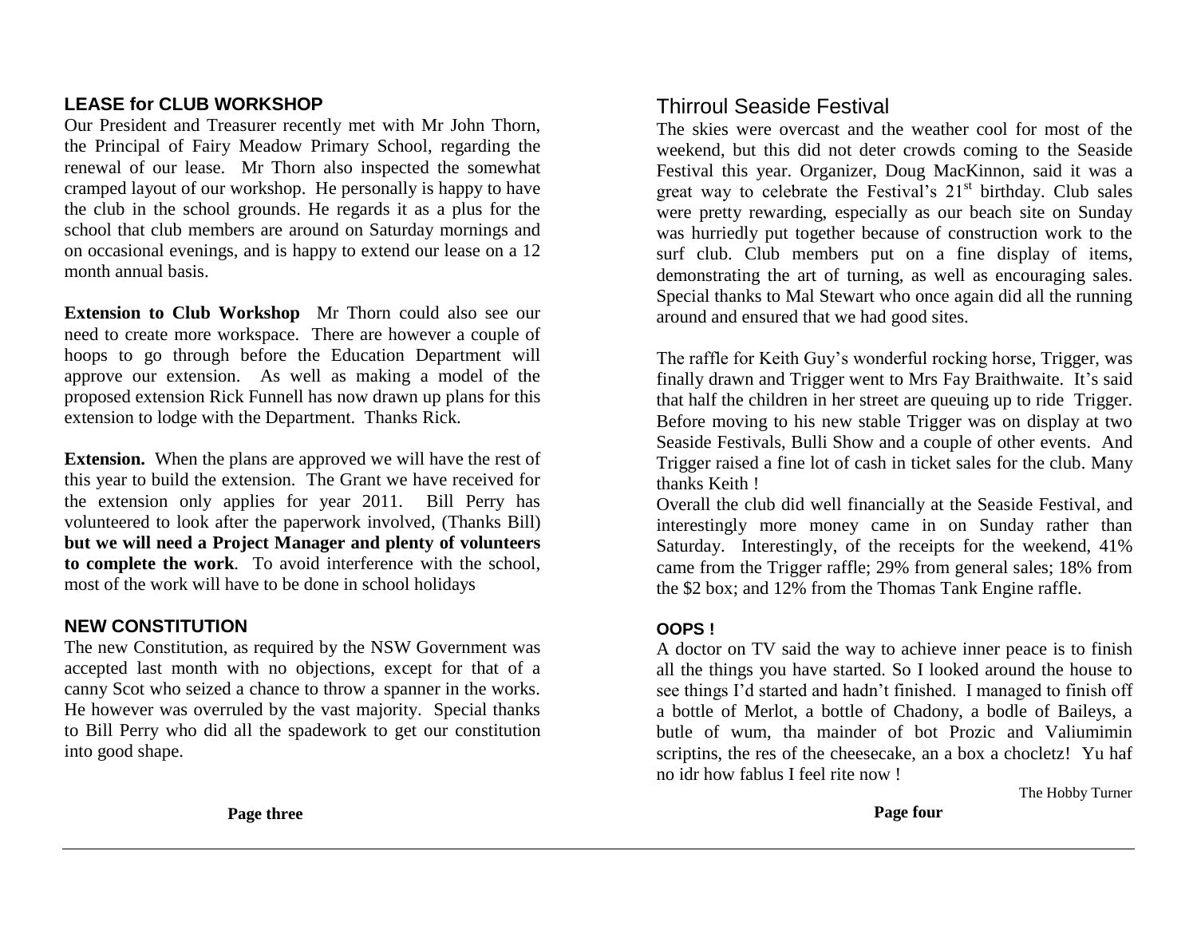## LEASE for CLUB WORKSHOP

Our President and Treasurer recently met with Mr John Thorn, the Principal of Fairy Meadow Primary School, regarding the renewal of our lease. Mr Thorn also inspected the somewhat cramped layout of our workshop. He personally is happy to have the club in the school grounds. He regards it as a plus for the school that club members are around on Saturday mornings and on occasional evenings, and is happy to extend our lease on a 12 month annual basis.

**Extension to Club Workshop** Mr Thorn could also see our need to create more workspace. There are however a couple of hoops to go through before the Education Department will approve our extension. As well as making a model of the proposed extension Rick Funnell has now drawn up plans for this extension to lodge with the Department. Thanks Rick.

**Extension.** When the plans are approved we will have the rest of this year to build the extension. The Grant we have received for the extension only applies for year 2011. Bill Perry has volunteered to look after the paperwork involved, (Thanks Bill) **but we will need a Project Manager and plenty of volunteers to complete the work**. To avoid interference with the school, most of the work will have to be done in school holidays

## NEW CONSTITUTION

The new Constitution, as required by the NSW Government was accepted last month with no objections, except for that of a canny Scot who seized a chance to throw a spanner in the works. He however was overruled by the vast majority. Special thanks to Bill Perry who did all the spadework to get our constitution into good shape.

## Thirroul Seaside Festival

The skies were overcast and the weather cool for most of the weekend, but this did not deter crowds coming to the Seaside Festival this year. Organizer, Doug MacKinnon, said it was a great way to celebrate the Festival's 21st birthday. Club sales were pretty rewarding, especially as our beach site on Sunday was hurriedly put together because of construction work to the surf club. Club members put on a fine display of items, demonstrating the art of turning, as well as encouraging sales. Special thanks to Mal Stewart who once again did all the running around and ensured that we had good sites.

The raffle for Keith Guy's wonderful rocking horse, Trigger, was finally drawn and Trigger went to Mrs Fay Braithwaite. It's said that half the children in her street are queuing up to ride Trigger. Before moving to his new stable Trigger was on display at two Seaside Festivals, Bulli Show and a couple of other events. And Trigger raised a fine lot of cash in ticket sales for the club. Many thanks Keith !

Overall the club did well financially at the Seaside Festival, and interestingly more money came in on Sunday rather than Saturday. Interestingly, of the receipts for the weekend, 41% came from the Trigger raffle; 29% from general sales; 18% from the $2 box; and 12% from the Thomas Tank Engine raffle.

### OOPS !

A doctor on TV said the way to achieve inner peace is to finish all the things you have started. So I looked around the house to see things I'd started and hadn't finished. I managed to finish off a bottle of Merlot, a bottle of Chadony, a bodle of Baileys, a butle of wum, tha mainder of bot Prozic and Valiumimin scriptins, the res of the cheesecake, an a box a chocletz! Yu haf no idr how fablus I feel rite now !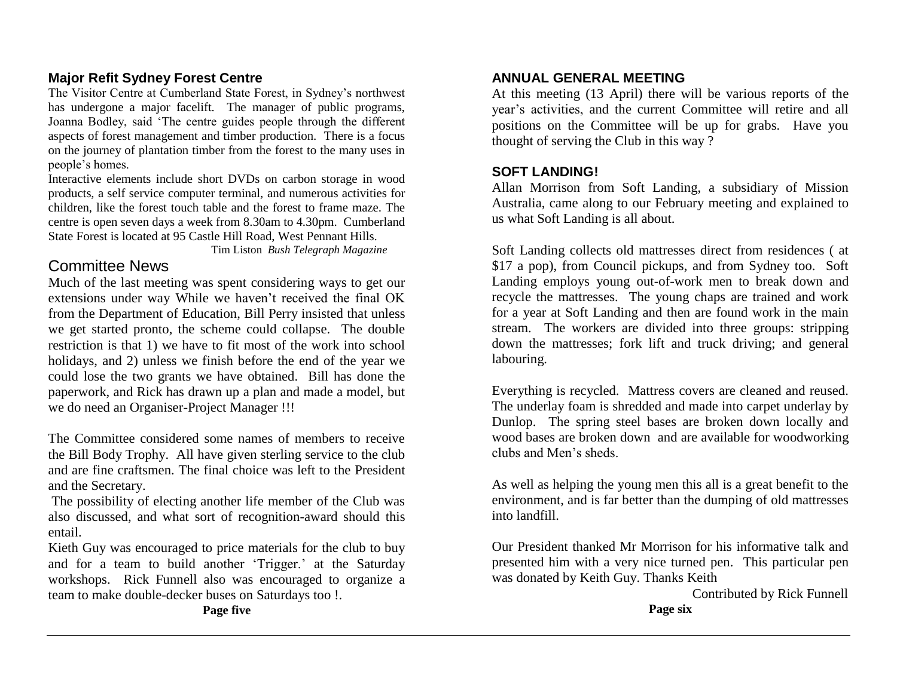## Major Refit Sydney Forest Centre

The Visitor Centre at Cumberland State Forest, in Sydney's northwest has undergone a major facelift. The manager of public programs, Joanna Bodley, said 'The centre guides people through the different aspects of forest management and timber production. There is a focus on the journey of plantation timber from the forest to the many uses in people's homes.

Interactive elements include short DVDs on carbon storage in wood products, a self service computer terminal, and numerous activities for children, like the forest touch table and the forest to frame maze. The centre is open seven days a week from 8.30am to 4.30pm. Cumberland State Forest is located at 95 Castle Hill Road, West Pennant Hills.

Tim Liston *Bush Telegraph Magazine*

## Committee News

Much of the last meeting was spent considering ways to get our extensions under way While we haven't received the final OK from the Department of Education, Bill Perry insisted that unless we get started pronto, the scheme could collapse. The double restriction is that 1) we have to fit most of the work into school holidays, and 2) unless we finish before the end of the year we could lose the two grants we have obtained. Bill has done the paperwork, and Rick has drawn up a plan and made a model, but we do need an Organiser-Project Manager !!!

The Committee considered some names of members to receive the Bill Body Trophy. All have given sterling service to the club and are fine craftsmen. The final choice was left to the President and the Secretary.

The possibility of electing another life member of the Club was also discussed, and what sort of recognition-award should this entail.

Kieth Guy was encouraged to price materials for the club to buy and for a team to build another 'Trigger.' at the Saturday workshops. Rick Funnell also was encouraged to organize a team to make double-decker buses on Saturdays too !.

## ANNUAL GENERAL MEETING

At this meeting (13 April) there will be various reports of the year's activities, and the current Committee will retire and all positions on the Committee will be up for grabs. Have you thought of serving the Club in this way ?

## SOFT LANDING!

Allan Morrison from Soft Landing, a subsidiary of Mission Australia, came along to our February meeting and explained to us what Soft Landing is all about.

Soft Landing collects old mattresses direct from residences ( at $17 a pop), from Council pickups, and from Sydney too. Soft Landing employs young out-of-work men to break down and recycle the mattresses. The young chaps are trained and work for a year at Soft Landing and then are found work in the main stream. The workers are divided into three groups: stripping down the mattresses; fork lift and truck driving; and general labouring.

Everything is recycled. Mattress covers are cleaned and reused. The underlay foam is shredded and made into carpet underlay by Dunlop. The spring steel bases are broken down locally and wood bases are broken down and are available for woodworking clubs and Men's sheds.

As well as helping the young men this all is a great benefit to the environment, and is far better than the dumping of old mattresses into landfill.

Our President thanked Mr Morrison for his informative talk and presented him with a very nice turned pen. This particular pen was donated by Keith Guy. Thanks Keith

Contributed by Rick Funnell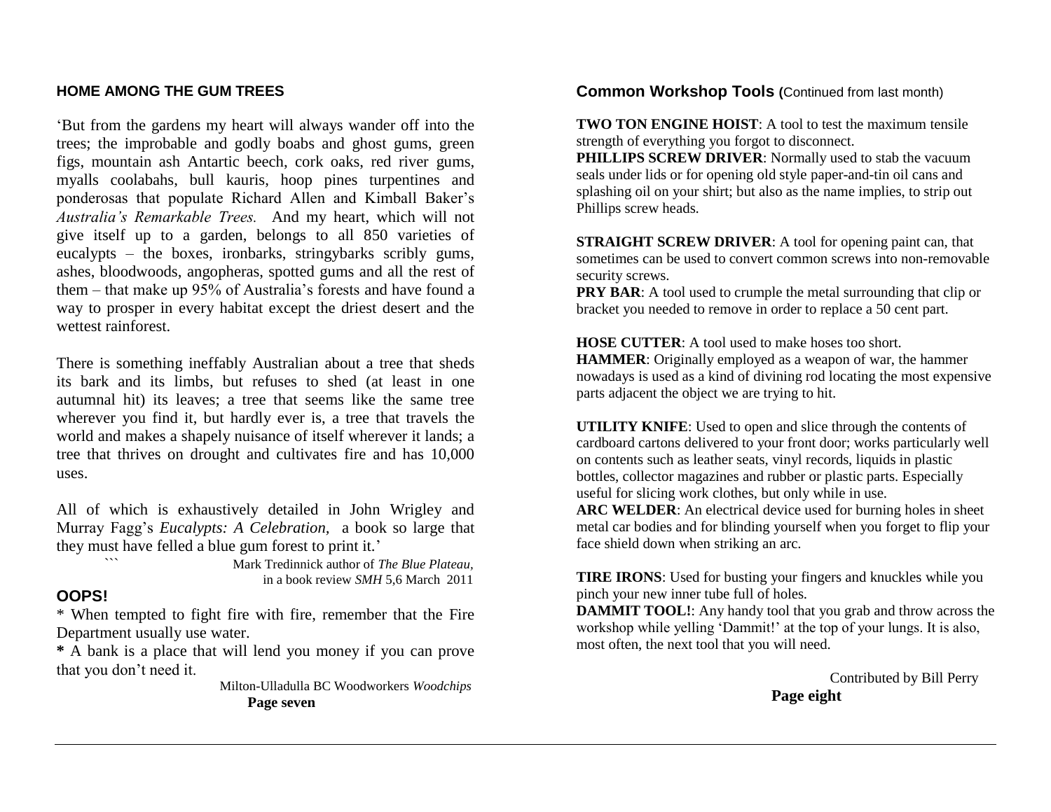## HOME AMONG THE GUM TREES

'But from the gardens my heart will always wander off into the trees; the improbable and godly boabs and ghost gums, green figs, mountain ash Antartic beech, cork oaks, red river gums, myalls coolabahs, bull kauris, hoop pines turpentines and ponderosas that populate Richard Allen and Kimball Baker's *Australia's Remarkable Trees.* And my heart, which will not give itself up to a garden, belongs to all 850 varieties of eucalypts – the boxes, ironbarks, stringybarks scribly gums, ashes, bloodwoods, angopheras, spotted gums and all the rest of them – that make up 95% of Australia's forests and have found a way to prosper in every habitat except the driest desert and the wettest rainforest.

There is something ineffably Australian about a tree that sheds its bark and its limbs, but refuses to shed (at least in one autumnal hit) its leaves; a tree that seems like the same tree wherever you find it, but hardly ever is, a tree that travels the world and makes a shapely nuisance of itself wherever it lands; a tree that thrives on drought and cultivates fire and has 10,000 uses.

All of which is exhaustively detailed in John Wrigley and Murray Fagg's *Eucalypts: A Celebration,* a book so large that they must have felled a blue gum forest to print it.'

Mark Tredinnick author of *The Blue Plateau*, in a book review *SMH* 5,6 March 2011

## OOPS!

* When tempted to fight fire with fire, remember that the Fire Department usually use water.

* A bank is a place that will lend you money if you can prove that you don't need it.

Milton-Ulladulla BC Woodworkers *Woodchips*

## Common Workshop Tools (Continued from last month)

**TWO TON ENGINE HOIST**: A tool to test the maximum tensile strength of everything you forgot to disconnect.

**PHILLIPS SCREW DRIVER**: Normally used to stab the vacuum seals under lids or for opening old style paper-and-tin oil cans and splashing oil on your shirt; but also as the name implies, to strip out Phillips screw heads.

**STRAIGHT SCREW DRIVER**: A tool for opening paint can, that sometimes can be used to convert common screws into non-removable security screws.

**PRY BAR**: A tool used to crumple the metal surrounding that clip or bracket you needed to remove in order to replace a 50 cent part.

**HOSE CUTTER**: A tool used to make hoses too short.

**HAMMER**: Originally employed as a weapon of war, the hammer nowadays is used as a kind of divining rod locating the most expensive parts adjacent the object we are trying to hit.

**UTILITY KNIFE**: Used to open and slice through the contents of cardboard cartons delivered to your front door; works particularly well on contents such as leather seats, vinyl records, liquids in plastic bottles, collector magazines and rubber or plastic parts. Especially useful for slicing work clothes, but only while in use.

**ARC WELDER**: An electrical device used for burning holes in sheet metal car bodies and for blinding yourself when you forget to flip your face shield down when striking an arc.

**TIRE IRONS**: Used for busting your fingers and knuckles while you pinch your new inner tube full of holes.

**DAMMIT TOOL!**: Any handy tool that you grab and throw across the workshop while yelling 'Dammit!' at the top of your lungs. It is also, most often, the next tool that you will need.

Contributed by Bill Perry